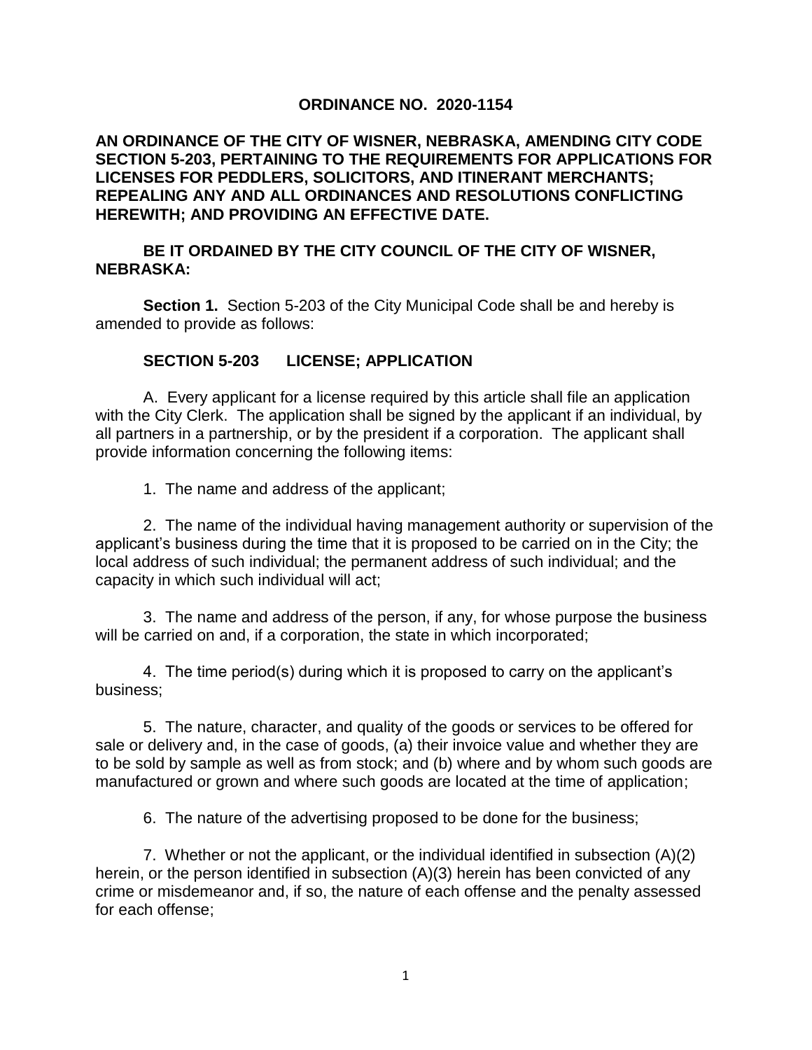# ORDINANCE NO. 2020-1154

**AN ORDINANCE OF THE CITY OF WISNER, NEBRASKA, AMENDING CITY CODE SECTION 5-203, PERTAINING TO THE REQUIREMENTS FOR APPLICATIONS FOR LICENSES FOR PEDDLERS, SOLICITORS, AND ITINERANT MERCHANTS; REPEALING ANY AND ALL ORDINANCES AND RESOLUTIONS CONFLICTING HEREWITH; AND PROVIDING AN EFFECTIVE DATE.**

**BE IT ORDAINED BY THE CITY COUNCIL OF THE CITY OF WISNER, NEBRASKA:**

**Section 1.** Section 5-203 of the City Municipal Code shall be and hereby is amended to provide as follows:

## SECTION 5-203 LICENSE; APPLICATION

A. Every applicant for a license required by this article shall file an application with the City Clerk. The application shall be signed by the applicant if an individual, by all partners in a partnership, or by the president if a corporation. The applicant shall provide information concerning the following items:

1. The name and address of the applicant;

2. The name of the individual having management authority or supervision of the applicant's business during the time that it is proposed to be carried on in the City; the local address of such individual; the permanent address of such individual; and the capacity in which such individual will act;

3. The name and address of the person, if any, for whose purpose the business will be carried on and, if a corporation, the state in which incorporated;

4. The time period(s) during which it is proposed to carry on the applicant's business;

5. The nature, character, and quality of the goods or services to be offered for sale or delivery and, in the case of goods, (a) their invoice value and whether they are to be sold by sample as well as from stock; and (b) where and by whom such goods are manufactured or grown and where such goods are located at the time of application;

6. The nature of the advertising proposed to be done for the business;

7. Whether or not the applicant, or the individual identified in subsection (A)(2) herein, or the person identified in subsection (A)(3) herein has been convicted of any crime or misdemeanor and, if so, the nature of each offense and the penalty assessed for each offense;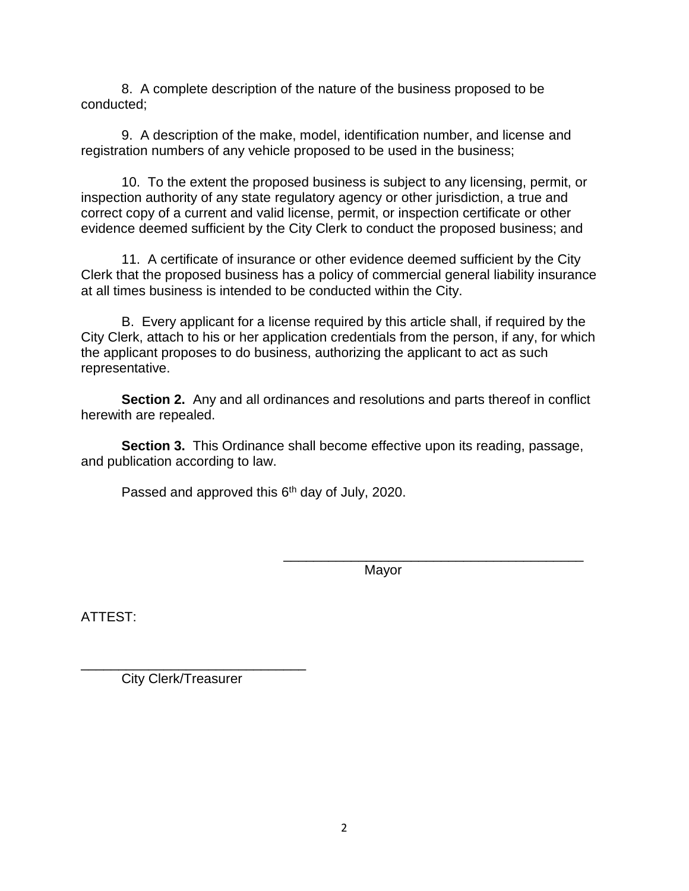8. A complete description of the nature of the business proposed to be conducted;

9. A description of the make, model, identification number, and license and registration numbers of any vehicle proposed to be used in the business;

10. To the extent the proposed business is subject to any licensing, permit, or inspection authority of any state regulatory agency or other jurisdiction, a true and correct copy of a current and valid license, permit, or inspection certificate or other evidence deemed sufficient by the City Clerk to conduct the proposed business; and

11. A certificate of insurance or other evidence deemed sufficient by the City Clerk that the proposed business has a policy of commercial general liability insurance at all times business is intended to be conducted within the City.

B. Every applicant for a license required by this article shall, if required by the City Clerk, attach to his or her application credentials from the person, if any, for which the applicant proposes to do business, authorizing the applicant to act as such representative.

**Section 2.** Any and all ordinances and resolutions and parts thereof in conflict herewith are repealed.

**Section 3.** This Ordinance shall become effective upon its reading, passage, and publication according to law.

Passed and approved this 6th day of July, 2020.

\_\_\_\_\_\_\_\_\_\_\_\_\_\_\_\_\_\_\_\_\_\_\_\_\_\_\_\_\_\_\_\_\_\_\_\_\_\_\_\_
Mayor

ATTEST:

\_\_\_\_\_\_\_\_\_\_\_\_\_\_\_\_\_\_\_\_\_\_\_\_\_\_\_\_\_\_
City Clerk/Treasurer